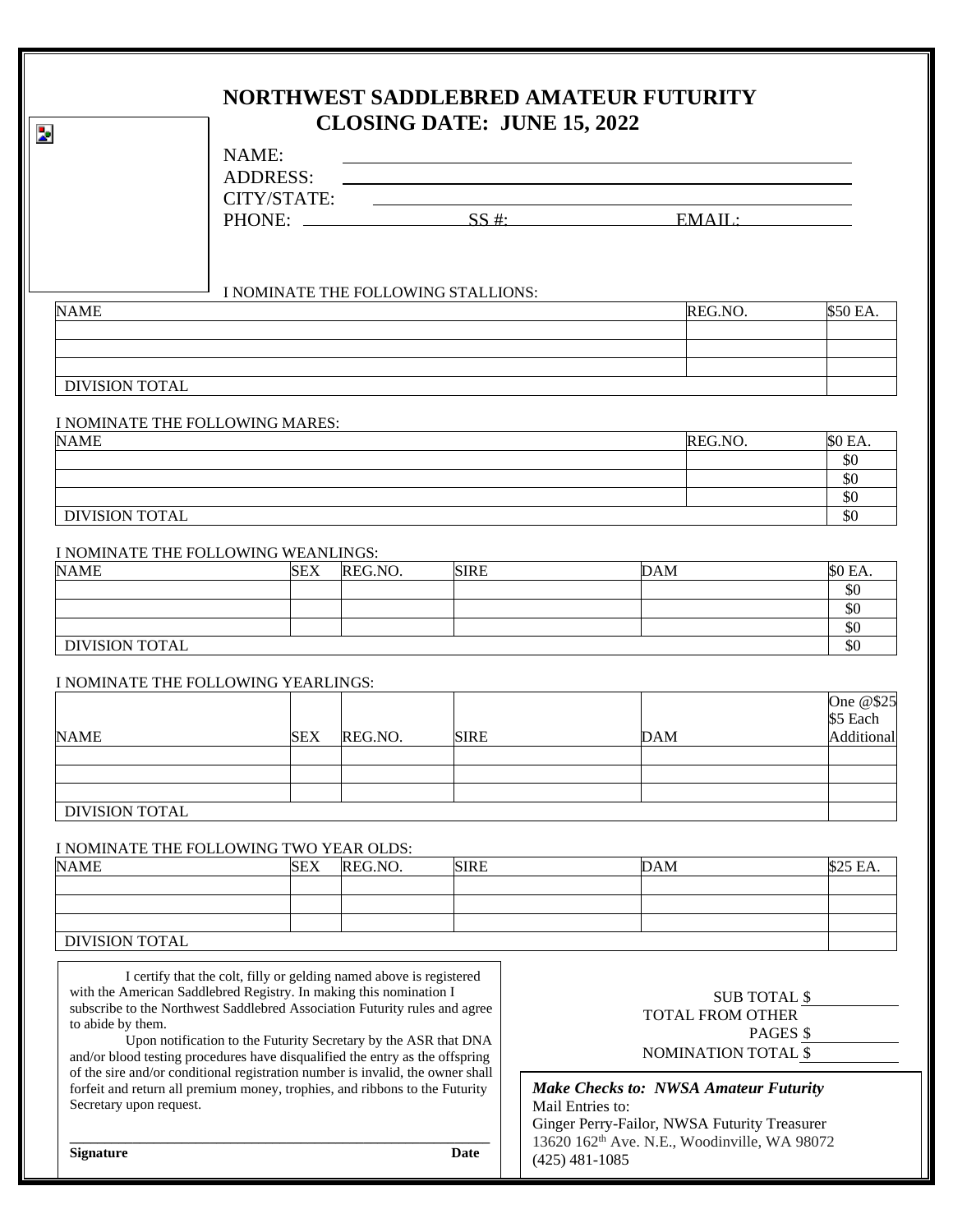# NORTHWEST SADDLEBRED AMATEUR FUTURITY

## CLOSING DATE: JUNE 15, 2022

NAME: ______________________________

ADDRESS: ______________________________

CITY/STATE: ______________________________

PHONE: ______________ SS #: ______________ EMAIL: ______________

I NOMINATE THE FOLLOWING STALLIONS:

| NAME | REG.NO. | $50 EA. |
|---|---|---|
| | | |
| | | |
| | | |
| DIVISION TOTAL | | |

I NOMINATE THE FOLLOWING MARES:

| NAME | REG.NO. | $0 EA. |
|---|---|---|
| | | $0 |
| | | $0 |
| | | $0 |
| DIVISION TOTAL | | $0 |

I NOMINATE THE FOLLOWING WEANLINGS:

| NAME | SEX | REG.NO. | SIRE | DAM | $0 EA. |
|---|---|---|---|---|---|
| | | | | | $0 |
| | | | | | $0 |
| | | | | | $0 |
| DIVISION TOTAL | | | | | $0 |

I NOMINATE THE FOLLOWING YEARLINGS:

| NAME | SEX | REG.NO. | SIRE | DAM | One @$25 $5 Each Additional |
|---|---|---|---|---|---|
| | | | | | |
| | | | | | |
| | | | | | |
| DIVISION TOTAL | | | | | |

I NOMINATE THE FOLLOWING TWO YEAR OLDS:

| NAME | SEX | REG.NO. | SIRE | DAM | $25 EA. |
|---|---|---|---|---|---|
| | | | | | |
| | | | | | |
| | | | | | |
| DIVISION TOTAL | | | | | |

I certify that the colt, filly or gelding named above is registered with the American Saddlebred Registry. In making this nomination I subscribe to the Northwest Saddlebred Association Futurity rules and agree to abide by them.

Upon notification to the Futurity Secretary by the ASR that DNA and/or blood testing procedures have disqualified the entry as the offspring of the sire and/or conditional registration number is invalid, the owner shall forfeit and return all premium money, trophies, and ribbons to the Futurity Secretary upon request.

______________________________________________

**Signature** **Date**

SUB TOTAL $ __________

TOTAL FROM OTHER PAGES $ __________

NOMINATION TOTAL $ __________

***Make Checks to: NWSA Amateur Futurity***

Mail Entries to:

Ginger Perry-Failor, NWSA Futurity Treasurer

13620 162nd Ave. N.E., Woodinville, WA 98072

(425) 481-1085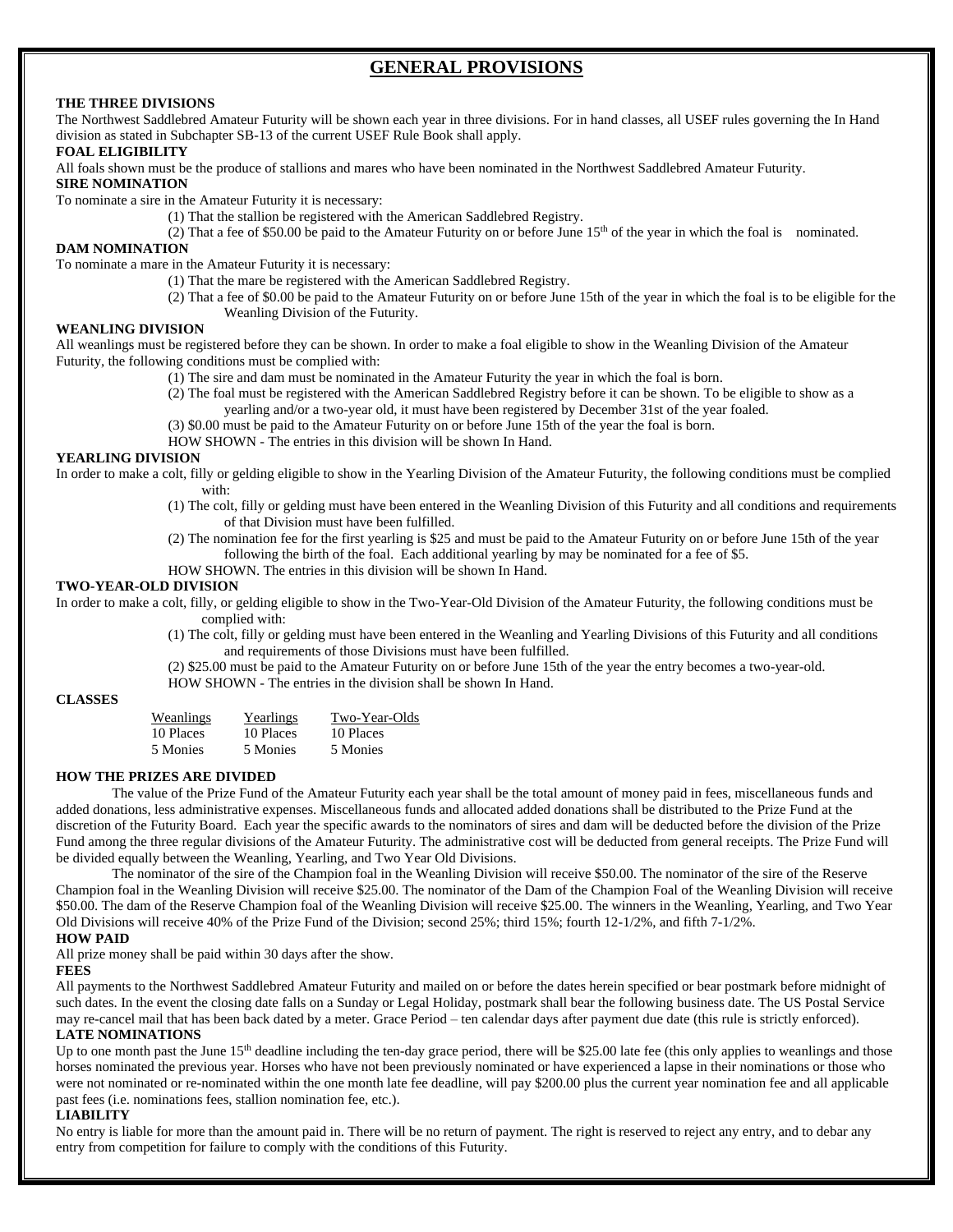## GENERAL PROVISIONS

**THE THREE DIVISIONS**

The Northwest Saddlebred Amateur Futurity will be shown each year in three divisions. For in hand classes, all USEF rules governing the In Hand division as stated in Subchapter SB-13 of the current USEF Rule Book shall apply.

**FOAL ELIGIBILITY**

All foals shown must be the produce of stallions and mares who have been nominated in the Northwest Saddlebred Amateur Futurity.

**SIRE NOMINATION**

To nominate a sire in the Amateur Futurity it is necessary:

(1) That the stallion be registered with the American Saddlebred Registry.

(2) That a fee of $50.00 be paid to the Amateur Futurity on or before June 15th of the year in which the foal is nominated.

**DAM NOMINATION**

To nominate a mare in the Amateur Futurity it is necessary:

(1) That the mare be registered with the American Saddlebred Registry.

(2) That a fee of $0.00 be paid to the Amateur Futurity on or before June 15th of the year in which the foal is to be eligible for the Weanling Division of the Futurity.

**WEANLING DIVISION**

All weanlings must be registered before they can be shown. In order to make a foal eligible to show in the Weanling Division of the Amateur Futurity, the following conditions must be complied with:

(1) The sire and dam must be nominated in the Amateur Futurity the year in which the foal is born.

(2) The foal must be registered with the American Saddlebred Registry before it can be shown. To be eligible to show as a yearling and/or a two-year old, it must have been registered by December 31st of the year foaled.

(3) $0.00 must be paid to the Amateur Futurity on or before June 15th of the year the foal is born.

HOW SHOWN - The entries in this division will be shown In Hand.

**YEARLING DIVISION**

In order to make a colt, filly or gelding eligible to show in the Yearling Division of the Amateur Futurity, the following conditions must be complied with:

(1) The colt, filly or gelding must have been entered in the Weanling Division of this Futurity and all conditions and requirements of that Division must have been fulfilled.

(2) The nomination fee for the first yearling is $25 and must be paid to the Amateur Futurity on or before June 15th of the year following the birth of the foal. Each additional yearling by may be nominated for a fee of $5.

HOW SHOWN. The entries in this division will be shown In Hand.

**TWO-YEAR-OLD DIVISION**

In order to make a colt, filly, or gelding eligible to show in the Two-Year-Old Division of the Amateur Futurity, the following conditions must be complied with:

(1) The colt, filly or gelding must have been entered in the Weanling and Yearling Divisions of this Futurity and all conditions and requirements of those Divisions must have been fulfilled.

(2) $25.00 must be paid to the Amateur Futurity on or before June 15th of the year the entry becomes a two-year-old.

HOW SHOWN - The entries in the division shall be shown In Hand.

**CLASSES**

| Weanlings | Yearlings | Two-Year-Olds |
|---|---|---|
| 10 Places | 10 Places | 10 Places |
| 5 Monies | 5 Monies | 5 Monies |

**HOW THE PRIZES ARE DIVIDED**

The value of the Prize Fund of the Amateur Futurity each year shall be the total amount of money paid in fees, miscellaneous funds and added donations, less administrative expenses. Miscellaneous funds and allocated added donations shall be distributed to the Prize Fund at the discretion of the Futurity Board. Each year the specific awards to the nominators of sires and dam will be deducted before the division of the Prize Fund among the three regular divisions of the Amateur Futurity. The administrative cost will be deducted from general receipts. The Prize Fund will be divided equally between the Weanling, Yearling, and Two Year Old Divisions.

The nominator of the sire of the Champion foal in the Weanling Division will receive $50.00. The nominator of the sire of the Reserve Champion foal in the Weanling Division will receive $25.00. The nominator of the Dam of the Champion Foal of the Weanling Division will receive $50.00. The dam of the Reserve Champion foal of the Weanling Division will receive $25.00. The winners in the Weanling, Yearling, and Two Year Old Divisions will receive 40% of the Prize Fund of the Division; second 25%; third 15%; fourth 12-1/2%, and fifth 7-1/2%.

**HOW PAID**

All prize money shall be paid within 30 days after the show.

**FEES**

All payments to the Northwest Saddlebred Amateur Futurity and mailed on or before the dates herein specified or bear postmark before midnight of such dates. In the event the closing date falls on a Sunday or Legal Holiday, postmark shall bear the following business date. The US Postal Service may re-cancel mail that has been back dated by a meter. Grace Period – ten calendar days after payment due date (this rule is strictly enforced).

**LATE NOMINATIONS**

Up to one month past the June 15th deadline including the ten-day grace period, there will be $25.00 late fee (this only applies to weanlings and those horses nominated the previous year. Horses who have not been previously nominated or have experienced a lapse in their nominations or those who were not nominated or re-nominated within the one month late fee deadline, will pay $200.00 plus the current year nomination fee and all applicable past fees (i.e. nominations fees, stallion nomination fee, etc.).

**LIABILITY**

No entry is liable for more than the amount paid in. There will be no return of payment. The right is reserved to reject any entry, and to debar any entry from competition for failure to comply with the conditions of this Futurity.